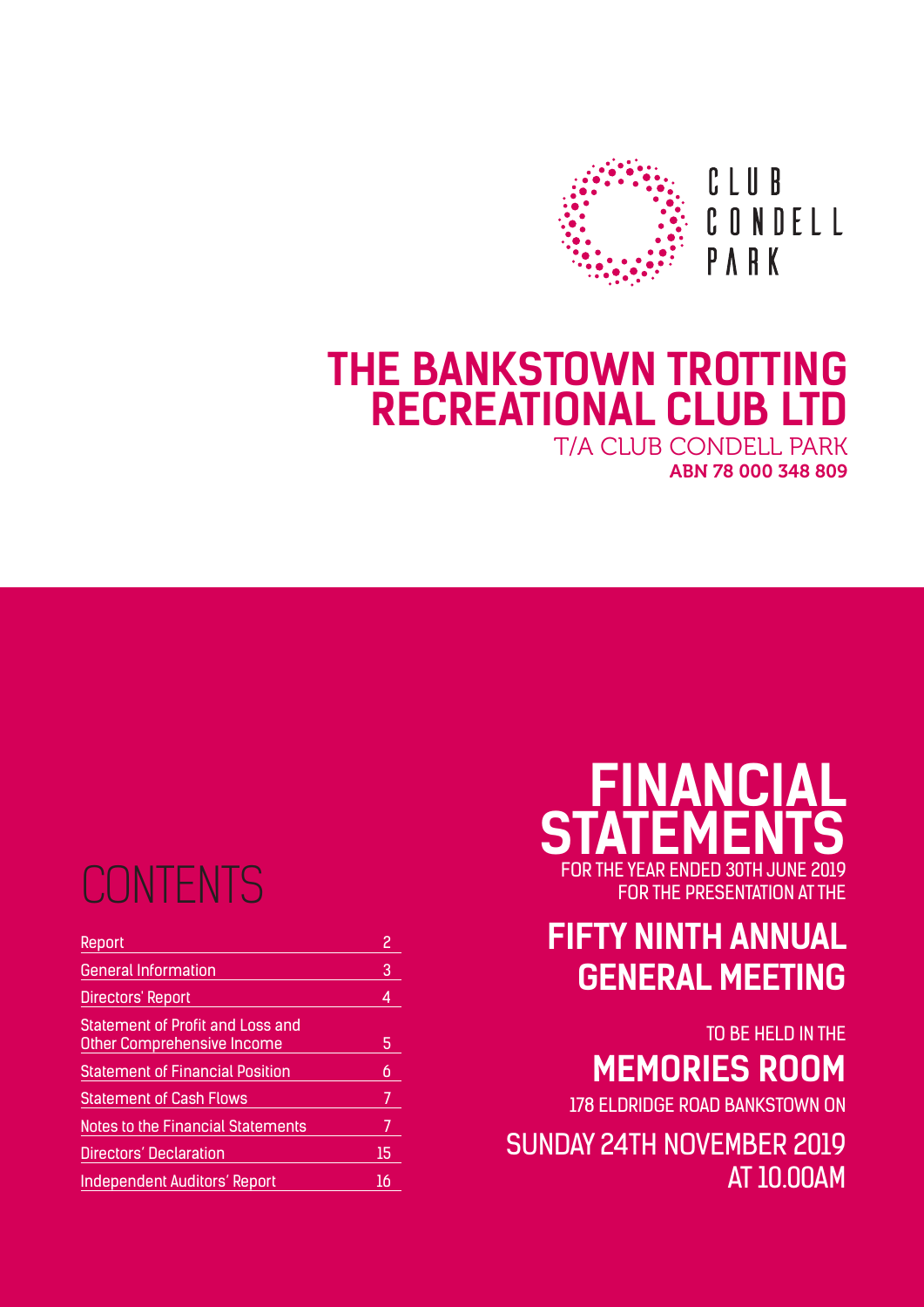CLUB CONDELL PARK

# THE BANKSTOWN TROTTING RECREATIONAL CLUB LTD

T/A CLUB CONDELL PARK

**ABN 78 000 348 809**

# FINANCIAL STATEMENTS

FOR THE YEAR ENDED 30TH JUNE 2019

FOR THE PRESENTATION AT THE

## FIFTY NINTH ANNUAL GENERAL MEETING

TO BE HELD IN THE

## MEMORIES ROOM

178 ELDRIDGE ROAD BANKSTOWN ON

SUNDAY 24TH NOVEMBER 2019 AT 10.00AM

## CONTENTS

| | |
|---|---|
| Report | 2 |
| General Information | 3 |
| Directors' Report | 4 |
| Statement of Profit and Loss and Other Comprehensive Income | 5 |
| Statement of Financial Position | 6 |
| Statement of Cash Flows | 7 |
| Notes to the Financial Statements | 7 |
| Directors' Declaration | 15 |
| Independent Auditors' Report | 16 |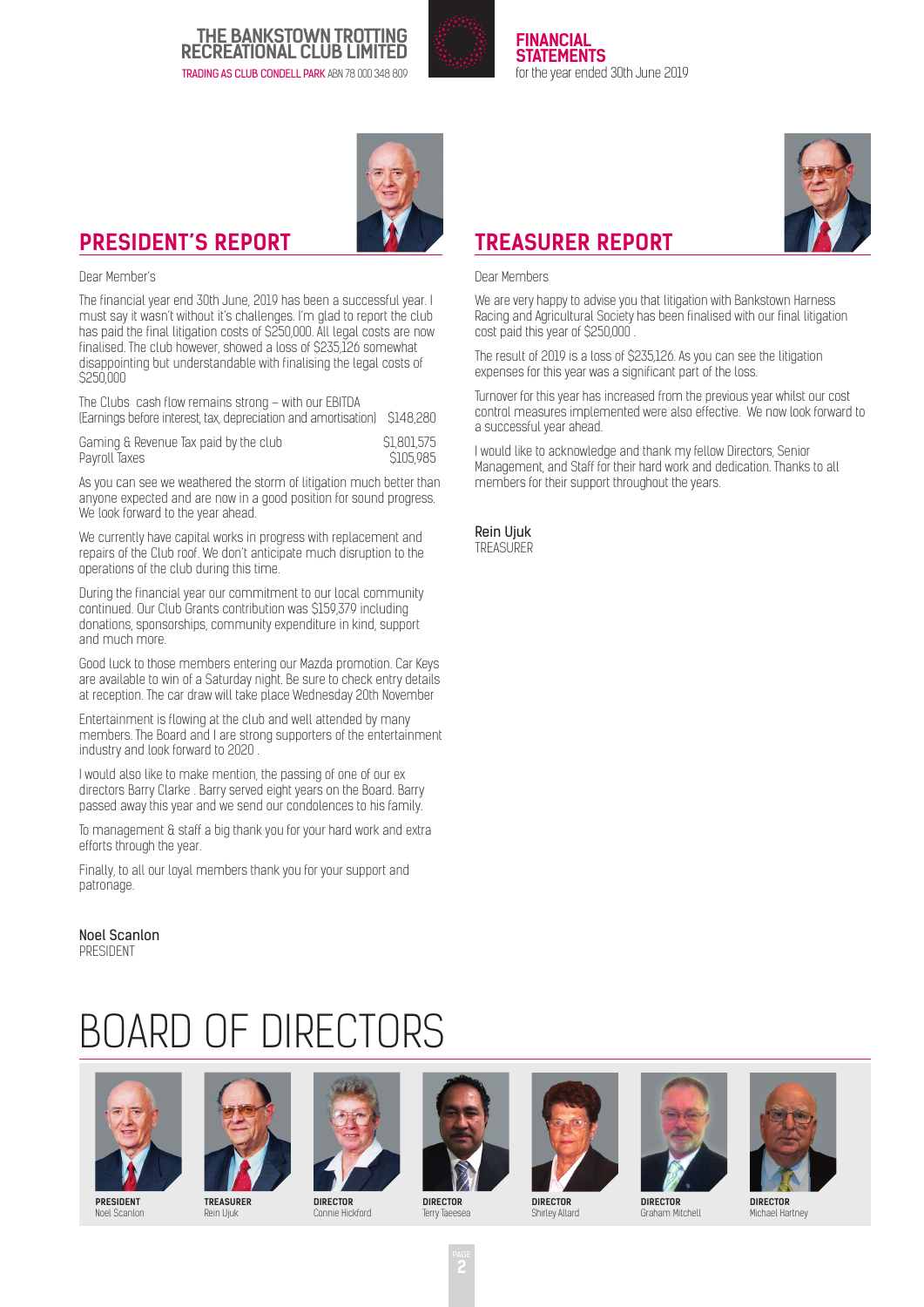## PRESIDENT'S REPORT

Dear Member's

The financial year end 30th June, 2019 has been a successful year. I must say it wasn't without it's challenges. I'm glad to report the club has paid the final litigation costs of $250,000. All legal costs are now finalised. The club however, showed a loss of $235,126 somewhat disappointing but understandable with finalising the legal costs of $250,000

| | |
|---|---|
| The Clubs cash flow remains strong – with our EBITDA (Earnings before interest, tax, depreciation and amortisation) | $148,280 |
| Gaming & Revenue Tax paid by the club | $1,801,575 |
| Payroll Taxes | $105,985 |

As you can see we weathered the storm of litigation much better than anyone expected and are now in a good position for sound progress. We look forward to the year ahead.

We currently have capital works in progress with replacement and repairs of the Club roof. We don't anticipate much disruption to the operations of the club during this time.

During the financial year our commitment to our local community continued. Our Club Grants contribution was $159,379 including donations, sponsorships, community expenditure in kind, support and much more.

Good luck to those members entering our Mazda promotion. Car Keys are available to win of a Saturday night. Be sure to check entry details at reception. The car draw will take place Wednesday 20th November

Entertainment is flowing at the club and well attended by many members. The Board and I are strong supporters of the entertainment industry and look forward to 2020 .

I would also like to make mention, the passing of one of our ex directors Barry Clarke . Barry served eight years on the Board. Barry passed away this year and we send our condolences to his family.

To management & staff a big thank you for your hard work and extra efforts through the year.

Finally, to all our loyal members thank you for your support and patronage.

**Noel Scanlon**
PRESIDENT

## TREASURER REPORT

Dear Members

We are very happy to advise you that litigation with Bankstown Harness Racing and Agricultural Society has been finalised with our final litigation cost paid this year of $250,000 .

The result of 2019 is a loss of $235,126. As you can see the litigation expenses for this year was a significant part of the loss.

Turnover for this year has increased from the previous year whilst our cost control measures implemented were also effective. We now look forward to a successful year ahead.

I would like to acknowledge and thank my fellow Directors, Senior Management, and Staff for their hard work and dedication. Thanks to all members for their support throughout the years.

**Rein Ujuk**
TREASURER

# BOARD OF DIRECTORS

**PRESIDENT**
Noel Scanlon

**TREASURER**
Rein Ujuk

**DIRECTOR**
Connie Hickford

**DIRECTOR**
Terry Taeesea

**DIRECTOR**
Shirley Allard

**DIRECTOR**
Graham Mitchell

**DIRECTOR**
Michael Hartney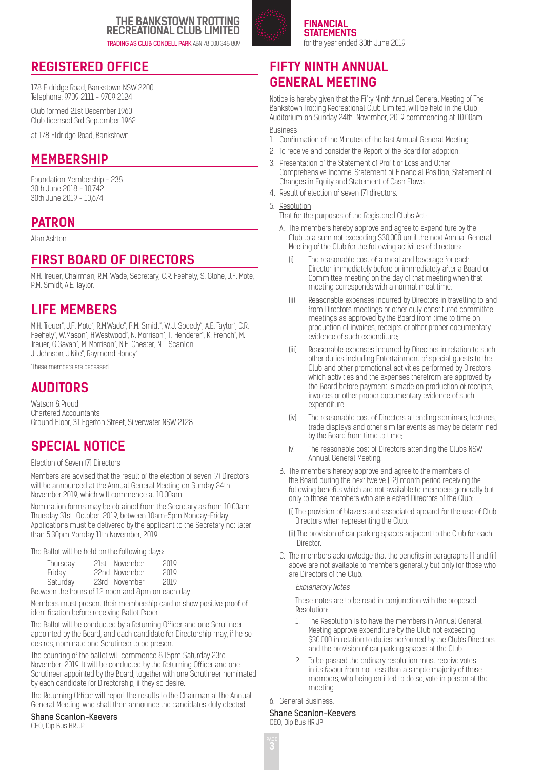## REGISTERED OFFICE

178 Eldridge Road, Bankstown NSW 2200
Telephone: 9709 2111 - 9709 2124

Club formed 21st December 1960
Club licensed 3rd September 1962

at 178 Eldridge Road, Bankstown

## MEMBERSHIP

Foundation Membership - 238
30th June 2018 - 10,742
30th June 2019 - 10,674

## PATRON

Alan Ashton.

## FIRST BOARD OF DIRECTORS

M.H. Treuer, Chairman; R.M. Wade, Secretary; C.R. Feehely, S. Glohe, J.F. Mote, P.M. Smidt, A.E. Taylor.

## LIFE MEMBERS

M.H. Treuer*, J.F. Mote*, R.M.Wade*, P.M. Smidt*, W.J. Speedy*, A.E. Taylor*, C.R. Feehely*, W.Mason*, H.Westwood*, N. Morrison*, T. Henderer*, K. French*, M. Treuer, G.Gavan*, M. Morrison*, N.E. Chester, N.T. Scanlon, J. Johnson, J.Nile*, Raymond Honey*

*These members are deceased.

## AUDITORS

Watson & Proud
Chartered Accountants
Ground Floor, 31 Egerton Street, Silverwater NSW 2128

## SPECIAL NOTICE

Election of Seven (7) Directors

Members are advised that the result of the election of seven (7) Directors will be announced at the Annual General Meeting on Sunday 24th November 2019, which will commence at 10.00am.

Nomination forms may be obtained from the Secretary as from 10.00am Thursday 31st October, 2019, between 10am-5pm Monday-Friday. Applications must be delivered by the applicant to the Secretary not later than 5.30pm Monday 11th November, 2019.

The Ballot will be held on the following days:

| | | |
|---|---|---|
| Thursday | 21st November | 2019 |
| Friday | 22nd November | 2019 |
| Saturday | 23rd November | 2019 |

Between the hours of 12 noon and 8pm on each day.

Members must present their membership card or show positive proof of identification before receiving Ballot Paper.

The Ballot will be conducted by a Returning Officer and one Scrutineer appointed by the Board, and each candidate for Directorship may, if he so desires, nominate one Scrutineer to be present.

The counting of the ballot will commence 8.15pm Saturday 23rd November, 2019. It will be conducted by the Returning Officer and one Scrutineer appointed by the Board, together with one Scrutineer nominated by each candidate for Directorship, if they so desire.

The Returning Officer will report the results to the Chairman at the Annual General Meeting, who shall then announce the candidates duly elected.

**Shane Scanlon-Keevers**
CEO, Dip Bus HR JP

## FIFTY NINTH ANNUAL GENERAL MEETING

Notice is hereby given that the Fifty Ninth Annual General Meeting of The Bankstown Trotting Recreational Club Limited, will be held in the Club Auditorium on Sunday 24th November, 2019 commencing at 10.00am.

Business

1. Confirmation of the Minutes of the last Annual General Meeting.
2. To receive and consider the Report of the Board for adoption.
3. Presentation of the Statement of Profit or Loss and Other Comprehensive Income, Statement of Financial Position, Statement of Changes in Equity and Statement of Cash Flows.
4. Result of election of seven (7) directors.
5. Resolution

   That for the purposes of the Registered Clubs Act:

   A. The members hereby approve and agree to expenditure by the Club to a sum not exceeding $30,000 until the next Annual General Meeting of the Club for the following activities of directors:

      (i) The reasonable cost of a meal and beverage for each Director immediately before or immediately after a Board or Committee meeting on the day of that meeting when that meeting corresponds with a normal meal time.

      (ii) Reasonable expenses incurred by Directors in travelling to and from Directors meetings or other duly constituted committee meetings as approved by the Board from time to time on production of invoices, receipts or other proper documentary evidence of such expenditure;

      (iii) Reasonable expenses incurred by Directors in relation to such other duties including Entertainment of special guests to the Club and other promotional activities performed by Directors which activities and the expenses therefrom are approved by the Board before payment is made on production of receipts, invoices or other proper documentary evidence of such expenditure.

      (iv) The reasonable cost of Directors attending seminars, lectures, trade displays and other similar events as may be determined by the Board from time to time;

      (v) The reasonable cost of Directors attending the Clubs NSW Annual General Meeting.

   B. The members hereby approve and agree to the members of the Board during the next twelve (12) month period receiving the following benefits which are not available to members generally but only to those members who are elected Directors of the Club:

      (i) The provision of blazers and associated apparel for the use of Club Directors when representing the Club.

      (ii) The provision of car parking spaces adjacent to the Club for each Director.

   C. The members acknowledge that the benefits in paragraphs (i) and (ii) above are not available to members generally but only for those who are Directors of the Club.

   *Explanatory Notes*

   These notes are to be read in conjunction with the proposed Resolution:

   1. The Resolution is to have the members in Annual General Meeting approve expenditure by the Club not exceeding $30,000 in relation to duties performed by the Club's Directors and the provision of car parking spaces at the Club.
   2. To be passed the ordinary resolution must receive votes in its favour from not less than a simple majority of those members, who being entitled to do so, vote in person at the meeting.

6. General Business.

**Shane Scanlon-Keevers**
CEO, Dip Bus HR JP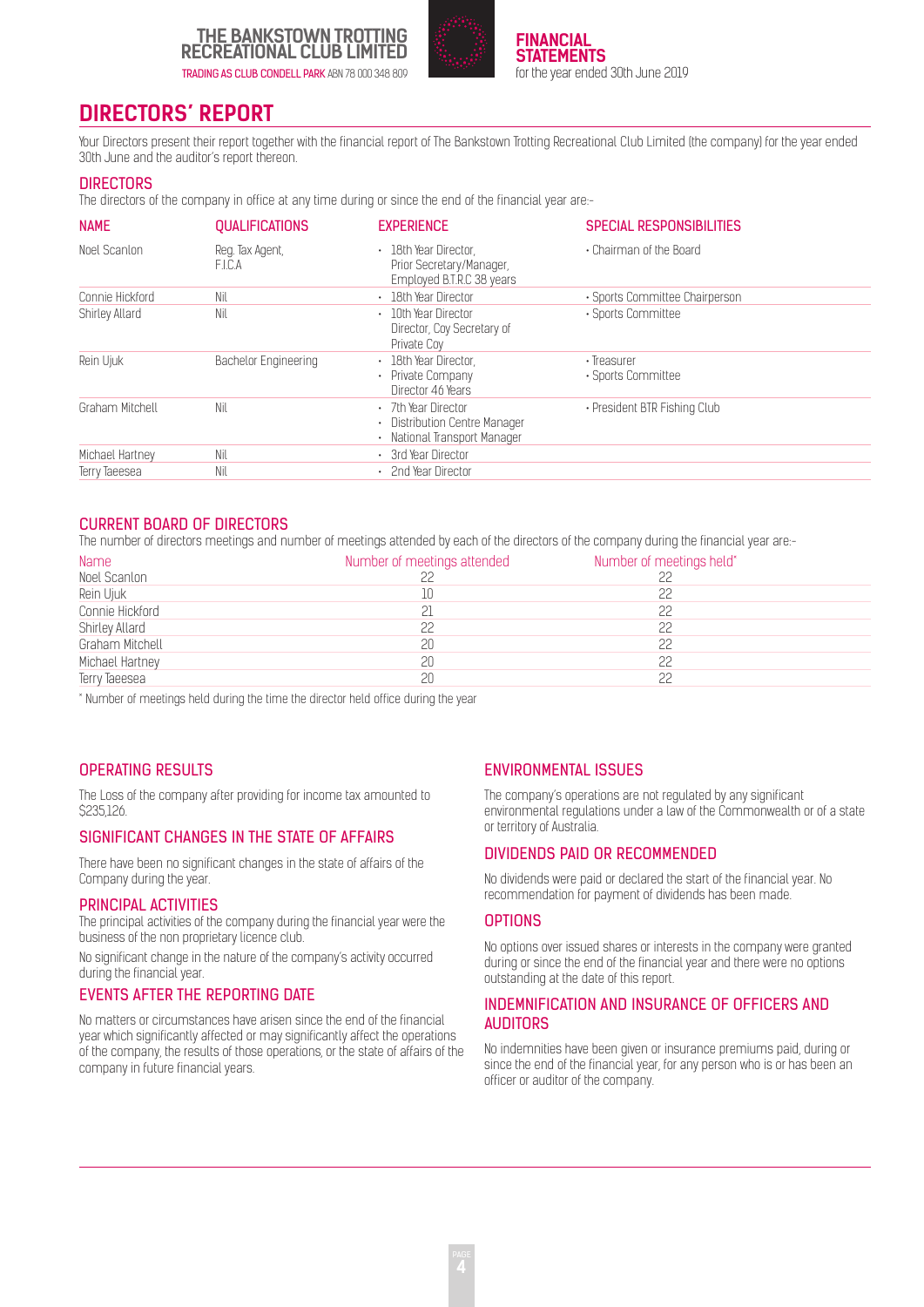# DIRECTORS' REPORT

Your Directors present their report together with the financial report of The Bankstown Trotting Recreational Club Limited (the company) for the year ended 30th June and the auditor's report thereon.

## DIRECTORS

The directors of the company in office at any time during or since the end of the financial year are:-

| NAME | QUALIFICATIONS | EXPERIENCE | SPECIAL RESPONSIBILITIES |
|---|---|---|---|
| Noel Scanlon | Reg. Tax Agent, F.I.C.A | • 18th Year Director, Prior Secretary/Manager, Employed B.T.R.C 38 years | • Chairman of the Board |
| Connie Hickford | Nil | • 18th Year Director | • Sports Committee Chairperson |
| Shirley Allard | Nil | • 10th Year Director Director, Coy Secretary of Private Coy | • Sports Committee |
| Rein Ujuk | Bachelor Engineering | • 18th Year Director, • Private Company Director 46 Years | • Treasurer • Sports Committee |
| Graham Mitchell | Nil | • 7th Year Director • Distribution Centre Manager • National Transport Manager | • President BTR Fishing Club |
| Michael Hartney | Nil | • 3rd Year Director | |
| Terry Taeesea | Nil | • 2nd Year Director | |

## CURRENT BOARD OF DIRECTORS

The number of directors meetings and number of meetings attended by each of the directors of the company during the financial year are:-

| Name | Number of meetings attended | Number of meetings held* |
|---|---|---|
| Noel Scanlon | 22 | 22 |
| Rein Ujuk | 10 | 22 |
| Connie Hickford | 21 | 22 |
| Shirley Allard | 22 | 22 |
| Graham Mitchell | 20 | 22 |
| Michael Hartney | 20 | 22 |
| Terry Taeesea | 20 | 22 |

\* Number of meetings held during the time the director held office during the year

## OPERATING RESULTS

The Loss of the company after providing for income tax amounted to $235,126.

## SIGNIFICANT CHANGES IN THE STATE OF AFFAIRS

There have been no significant changes in the state of affairs of the Company during the year.

## PRINCIPAL ACTIVITIES

The principal activities of the company during the financial year were the business of the non proprietary licence club.

No significant change in the nature of the company's activity occurred during the financial year.

## EVENTS AFTER THE REPORTING DATE

No matters or circumstances have arisen since the end of the financial year which significantly affected or may significantly affect the operations of the company, the results of those operations, or the state of affairs of the company in future financial years.

## ENVIRONMENTAL ISSUES

The company's operations are not regulated by any significant environmental regulations under a law of the Commonwealth or of a state or territory of Australia.

## DIVIDENDS PAID OR RECOMMENDED

No dividends were paid or declared the start of the financial year. No recommendation for payment of dividends has been made.

## OPTIONS

No options over issued shares or interests in the company were granted during or since the end of the financial year and there were no options outstanding at the date of this report.

## INDEMNIFICATION AND INSURANCE OF OFFICERS AND AUDITORS

No indemnities have been given or insurance premiums paid, during or since the end of the financial year, for any person who is or has been an officer or auditor of the company.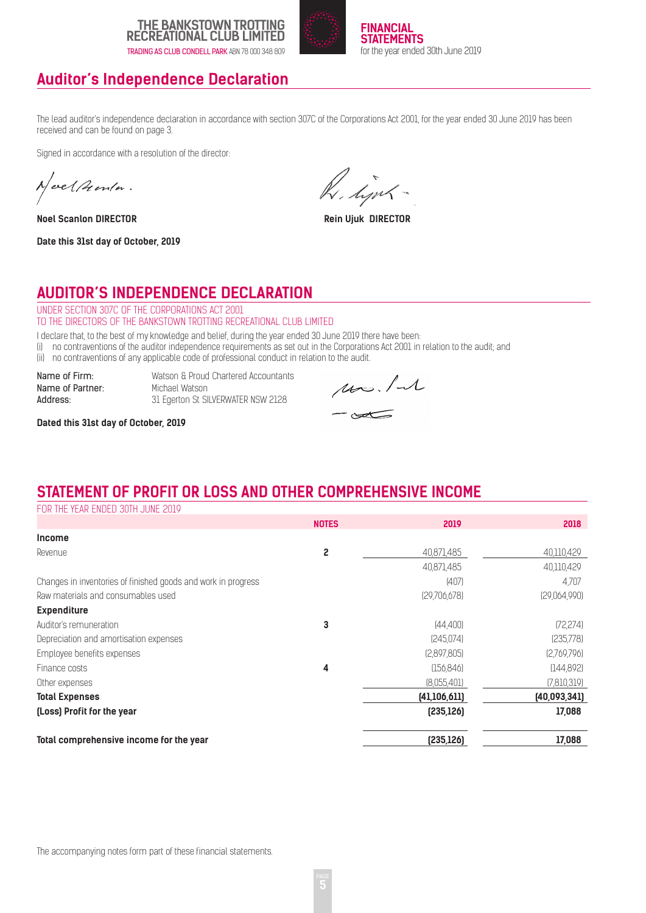## Auditor's Independence Declaration

The lead auditor's independence declaration in accordance with section 307C of the Corporations Act 2001, for the year ended 30 June 2019 has been received and can be found on page 3.

Signed in accordance with a resolution of the director:

**Noel Scanlon DIRECTOR** **Rein Ujuk DIRECTOR**

**Date this 31st day of October, 2019**

## AUDITOR'S INDEPENDENCE DECLARATION

UNDER SECTION 307C OF THE CORPORATIONS ACT 2001
TO THE DIRECTORS OF THE BANKSTOWN TROTTING RECREATIONAL CLUB LIMITED

I declare that, to the best of my knowledge and belief, during the year ended 30 June 2019 there have been:

(i) no contraventions of the auditor independence requirements as set out in the Corporations Act 2001 in relation to the audit; and
(ii) no contraventions of any applicable code of professional conduct in relation to the audit.

Name of Firm: Watson & Proud Chartered Accountants
Name of Partner: Michael Watson
Address: 31 Egerton St SILVERWATER NSW 2128

**Dated this 31st day of October, 2019**

## STATEMENT OF PROFIT OR LOSS AND OTHER COMPREHENSIVE INCOME

FOR THE YEAR ENDED 30TH JUNE 2019

| | NOTES | 2019 | 2018 |
|---|---|---|---|
| **Income** | | | |
| Revenue | 2 | 40,871,485 | 40,110,429 |
| | | 40,871,485 | 40,110,429 |
| Changes in inventories of finished goods and work in progress | | (407) | 4,707 |
| Raw materials and consumables used | | (29,706,678) | (29,064,990) |
| **Expenditure** | | | |
| Auditor's remuneration | 3 | (44,400) | (72,274) |
| Depreciation and amortisation expenses | | (245,074) | (235,778) |
| Employee benefits expenses | | (2,897,805) | (2,769,796) |
| Finance costs | 4 | (156,846) | (144,892) |
| Other expenses | | (8,055,401) | (7,810,319) |
| **Total Expenses** | | **(41,106,611)** | **(40,093,341)** |
| **(Loss) Profit for the year** | | **(235,126)** | **17,088** |
| **Total comprehensive income for the year** | | **(235,126)** | **17,088** |

The accompanying notes form part of these financial statements.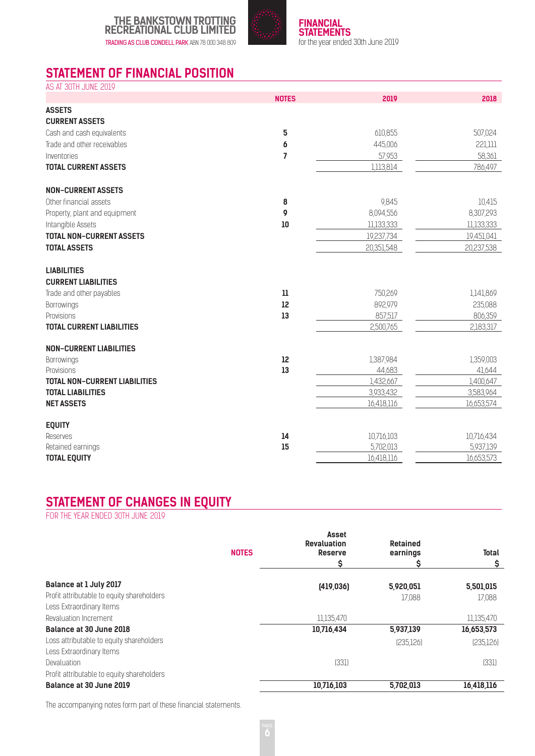# THE BANKSTOWN TROTTING RECREATIONAL CLUB LIMITED

TRADING AS CLUB CONDELL PARK ABN 78 000 348 809

**FINANCIAL STATEMENTS**
for the year ended 30th June 2019

## STATEMENT OF FINANCIAL POSITION

AS AT 30TH JUNE 2019

| | NOTES | 2019 | 2018 |
|---|---|---|---|
| **ASSETS** | | | |
| **CURRENT ASSETS** | | | |
| Cash and cash equivalents | 5 | 610,855 | 507,024 |
| Trade and other receivables | 6 | 445,006 | 221,111 |
| Inventories | 7 | 57,953 | 58,361 |
| **TOTAL CURRENT ASSETS** | | 1,113,814 | 786,497 |
| **NON-CURRENT ASSETS** | | | |
| Other financial assets | 8 | 9,845 | 10,415 |
| Property, plant and equipment | 9 | 8,094,556 | 8,307,293 |
| Intangible Assets | 10 | 11,133,333 | 11,133,333 |
| **TOTAL NON-CURRENT ASSETS** | | 19,237,734 | 19,451,041 |
| **TOTAL ASSETS** | | 20,351,548 | 20,237,538 |
| **LIABILITIES** | | | |
| **CURRENT LIABILITIES** | | | |
| Trade and other payables | 11 | 750,269 | 1,141,869 |
| Borrowings | 12 | 892,979 | 235,088 |
| Provisions | 13 | 857,517 | 806,359 |
| **TOTAL CURRENT LIABILITIES** | | 2,500,765 | 2,183,317 |
| **NON-CURRENT LIABILITIES** | | | |
| Borrowings | 12 | 1,387,984 | 1,359,003 |
| Provisions | 13 | 44,683 | 41,644 |
| **TOTAL NON-CURRENT LIABILITIES** | | 1,432,667 | 1,400,647 |
| **TOTAL LIABILITIES** | | 3,933,432 | 3,583,964 |
| **NET ASSETS** | | 16,418,116 | 16,653,574 |
| **EQUITY** | | | |
| Reserves | 14 | 10,716,103 | 10,716,434 |
| Retained earnings | 15 | 5,702,013 | 5,937,139 |
| **TOTAL EQUITY** | | 16,418,116 | 16,653,573 |

## STATEMENT OF CHANGES IN EQUITY

FOR THE YEAR ENDED 30TH JUNE 2019

| | NOTES | Asset Revaluation Reserve $ | Retained earnings $ | Total $ |
|---|---|---|---|---|
| **Balance at 1 July 2017** | | **(419,036)** | **5,920,051** | **5,501,015** |
| Profit attributable to equity shareholders | | | 17,088 | 17,088 |
| Less Extraordinary Items | | | | |
| Revaluation Increment | | 11,135,470 | | 11,135,470 |
| **Balance at 30 June 2018** | | **10,716,434** | **5,937,139** | **16,653,573** |
| Loss attributable to equity shareholders | | | (235,126) | (235,126) |
| Less Extraordinary Items | | | | |
| Devaluation | | (331) | | (331) |
| Profit attributable to equity shareholders | | | | |
| **Balance at 30 June 2019** | | **10,716,103** | **5,702,013** | **16,418,116** |

The accompanying notes form part of these financial statements.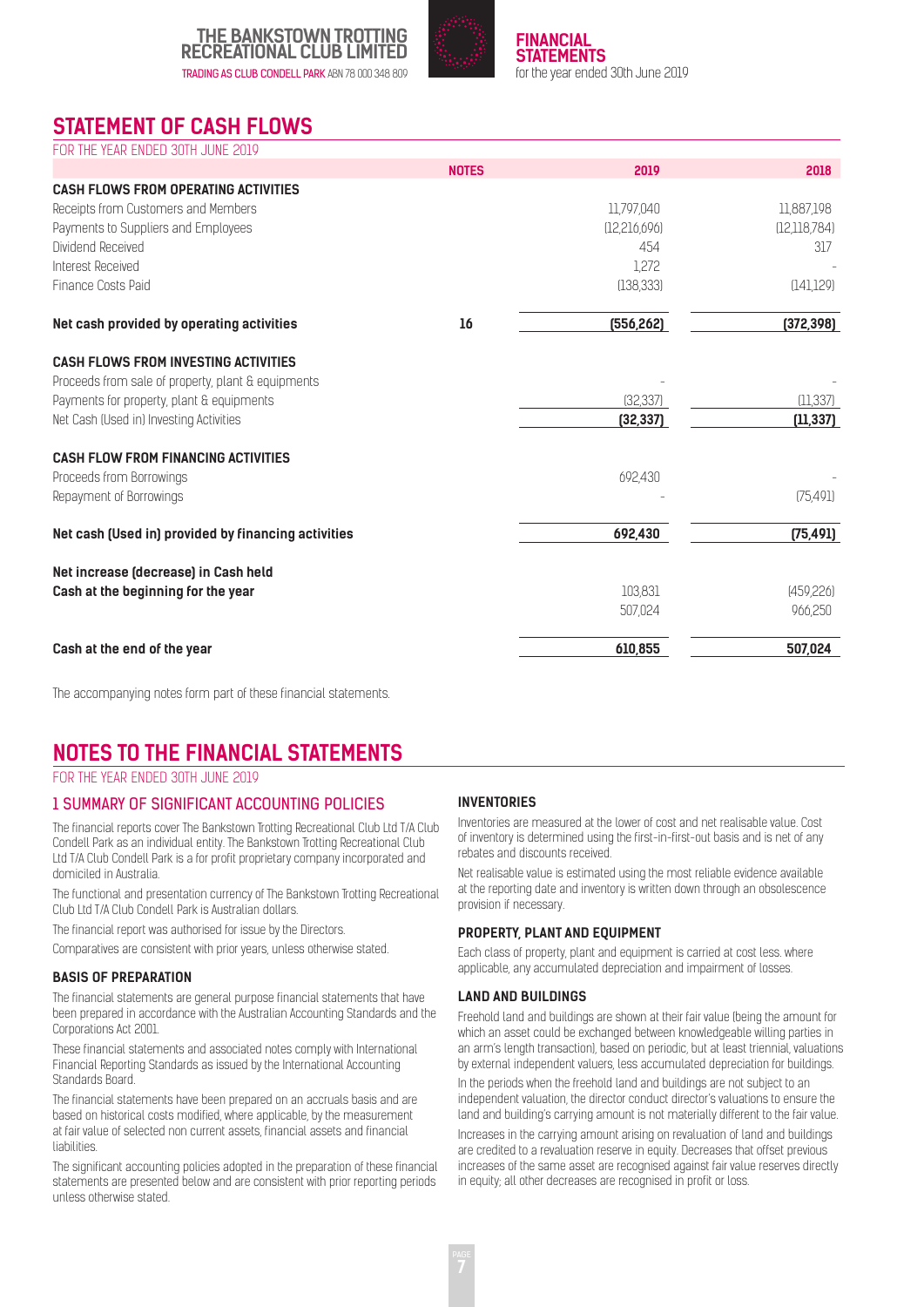## STATEMENT OF CASH FLOWS

FOR THE YEAR ENDED 30TH JUNE 2019

| | NOTES | 2019 | 2018 |
|---|---|---|---|
| **CASH FLOWS FROM OPERATING ACTIVITIES** | | | |
| Receipts from Customers and Members | | 11,797,040 | 11,887,198 |
| Payments to Suppliers and Employees | | (12,216,696) | (12,118,784) |
| Dividend Received | | 454 | 317 |
| Interest Received | | 1,272 | - |
| Finance Costs Paid | | (138,333) | (141,129) |
| **Net cash provided by operating activities** | **16** | **(556,262)** | **(372,398)** |
| **CASH FLOWS FROM INVESTING ACTIVITIES** | | | |
| Proceeds from sale of property, plant & equipments | | - | - |
| Payments for property, plant & equipments | | (32,337) | (11,337) |
| Net Cash (Used in) Investing Activities | | **(32,337)** | **(11,337)** |
| **CASH FLOW FROM FINANCING ACTIVITIES** | | | |
| Proceeds from Borrowings | | 692,430 | - |
| Repayment of Borrowings | | - | (75,491) |
| **Net cash (Used in) provided by financing activities** | | **692,430** | **(75,491)** |
| **Net increase (decrease) in Cash held** | | 103,831 | (459,226) |
| **Cash at the beginning for the year** | | 507,024 | 966,250 |
| **Cash at the end of the year** | | **610,855** | **507,024** |

The accompanying notes form part of these financial statements.

## NOTES TO THE FINANCIAL STATEMENTS

FOR THE YEAR ENDED 30TH JUNE 2019

### 1 SUMMARY OF SIGNIFICANT ACCOUNTING POLICIES

The financial reports cover The Bankstown Trotting Recreational Club Ltd T/A Club Condell Park as an individual entity. The Bankstown Trotting Recreational Club Ltd T/A Club Condell Park is a for profit proprietary company incorporated and domiciled in Australia.

The functional and presentation currency of The Bankstown Trotting Recreational Club Ltd T/A Club Condell Park is Australian dollars.

The financial report was authorised for issue by the Directors.

Comparatives are consistent with prior years, unless otherwise stated.

#### BASIS OF PREPARATION

The financial statements are general purpose financial statements that have been prepared in accordance with the Australian Accounting Standards and the Corporations Act 2001.

These financial statements and associated notes comply with International Financial Reporting Standards as issued by the International Accounting Standards Board.

The financial statements have been prepared on an accruals basis and are based on historical costs modified, where applicable, by the measurement at fair value of selected non current assets, financial assets and financial liabilities.

The significant accounting policies adopted in the preparation of these financial statements are presented below and are consistent with prior reporting periods unless otherwise stated.

#### INVENTORIES

Inventories are measured at the lower of cost and net realisable value. Cost of inventory is determined using the first-in-first-out basis and is net of any rebates and discounts received.

Net realisable value is estimated using the most reliable evidence available at the reporting date and inventory is written down through an obsolescence provision if necessary.

#### PROPERTY, PLANT AND EQUIPMENT

Each class of property, plant and equipment is carried at cost less. where applicable, any accumulated depreciation and impairment of losses.

#### LAND AND BUILDINGS

Freehold land and buildings are shown at their fair value (being the amount for which an asset could be exchanged between knowledgeable willing parties in an arm's length transaction), based on periodic, but at least triennial, valuations by external independent valuers, less accumulated depreciation for buildings.

In the periods when the freehold land and buildings are not subject to an independent valuation, the director conduct director's valuations to ensure the land and building's carrying amount is not materially different to the fair value.

Increases in the carrying amount arising on revaluation of land and buildings are credited to a revaluation reserve in equity. Decreases that offset previous increases of the same asset are recognised against fair value reserves directly in equity; all other decreases are recognised in profit or loss.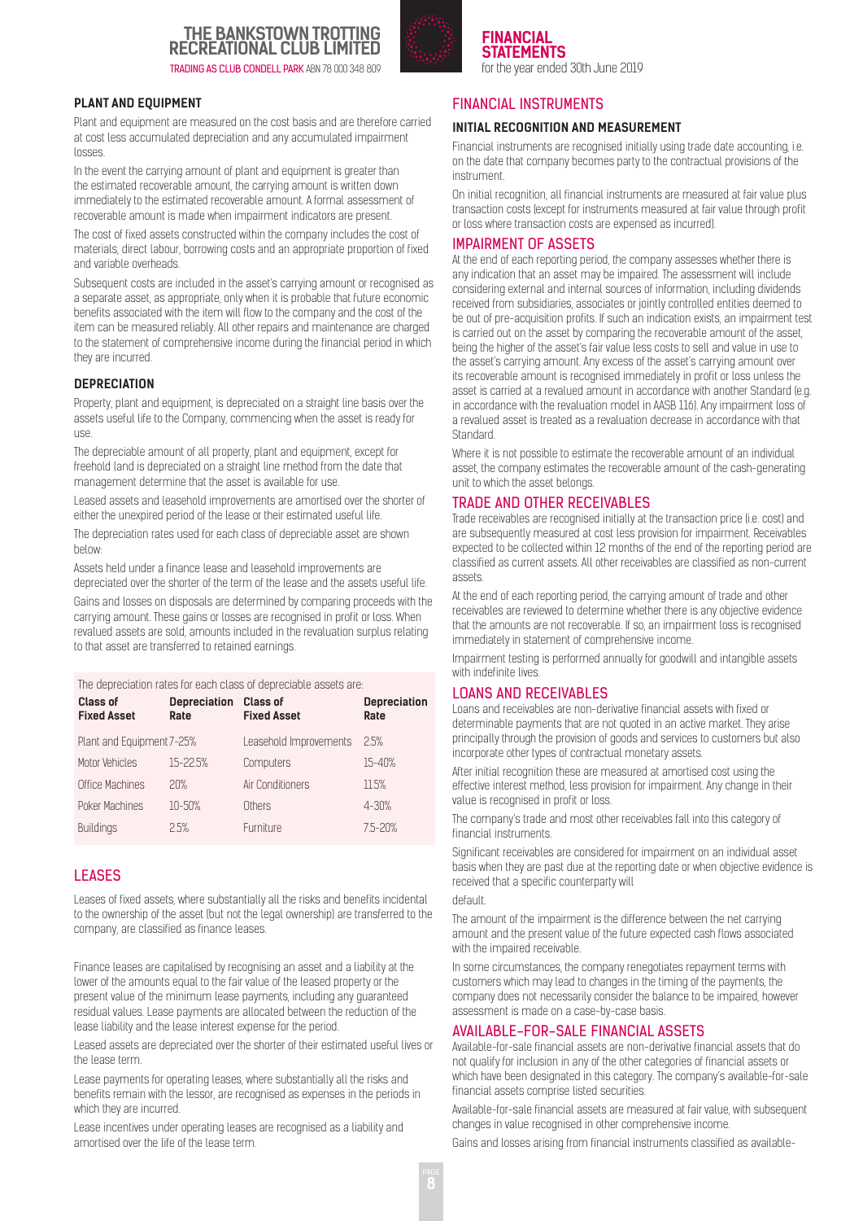### PLANT AND EQUIPMENT

Plant and equipment are measured on the cost basis and are therefore carried at cost less accumulated depreciation and any accumulated impairment losses.

In the event the carrying amount of plant and equipment is greater than the estimated recoverable amount, the carrying amount is written down immediately to the estimated recoverable amount. A formal assessment of recoverable amount is made when impairment indicators are present.

The cost of fixed assets constructed within the company includes the cost of materials, direct labour, borrowing costs and an appropriate proportion of fixed and variable overheads.

Subsequent costs are included in the asset's carrying amount or recognised as a separate asset, as appropriate, only when it is probable that future economic benefits associated with the item will flow to the company and the cost of the item can be measured reliably. All other repairs and maintenance are charged to the statement of comprehensive income during the financial period in which they are incurred.

### DEPRECIATION

Property, plant and equipment, is depreciated on a straight line basis over the assets useful life to the Company, commencing when the asset is ready for use.

The depreciable amount of all property, plant and equipment, except for freehold land is depreciated on a straight line method from the date that management determine that the asset is available for use.

Leased assets and leasehold improvements are amortised over the shorter of either the unexpired period of the lease or their estimated useful life.

The depreciation rates used for each class of depreciable asset are shown below:

Assets held under a finance lease and leasehold improvements are depreciated over the shorter of the term of the lease and the assets useful life.

Gains and losses on disposals are determined by comparing proceeds with the carrying amount. These gains or losses are recognised in profit or loss. When revalued assets are sold, amounts included in the revaluation surplus relating to that asset are transferred to retained earnings.

The depreciation rates for each class of depreciable assets are:

| Class of Fixed Asset | Depreciation Rate | Class of Fixed Asset | Depreciation Rate |
|---|---|---|---|
| Plant and Equipment | 7-25% | Leasehold Improvements | 2.5% |
| Motor Vehicles | 15-22.5% | Computers | 15-40% |
| Office Machines | 20% | Air Conditioners | 11.5% |
| Poker Machines | 10-50% | Others | 4-30% |
| Buildings | 2.5% | Furniture | 7.5-20% |

## LEASES

Leases of fixed assets, where substantially all the risks and benefits incidental to the ownership of the asset (but not the legal ownership) are transferred to the company, are classified as finance leases.

Finance leases are capitalised by recognising an asset and a liability at the lower of the amounts equal to the fair value of the leased property or the present value of the minimum lease payments, including any guaranteed residual values. Lease payments are allocated between the reduction of the lease liability and the lease interest expense for the period.

Leased assets are depreciated over the shorter of their estimated useful lives or the lease term.

Lease payments for operating leases, where substantially all the risks and benefits remain with the lessor, are recognised as expenses in the periods in which they are incurred.

Lease incentives under operating leases are recognised as a liability and amortised over the life of the lease term.

## FINANCIAL INSTRUMENTS

### INITIAL RECOGNITION AND MEASUREMENT

Financial instruments are recognised initially using trade date accounting, i.e. on the date that company becomes party to the contractual provisions of the instrument.

On initial recognition, all financial instruments are measured at fair value plus transaction costs (except for instruments measured at fair value through profit or loss where transaction costs are expensed as incurred).

## IMPAIRMENT OF ASSETS

At the end of each reporting period, the company assesses whether there is any indication that an asset may be impaired. The assessment will include considering external and internal sources of information, including dividends received from subsidiaries, associates or jointly controlled entities deemed to be out of pre-acquisition profits. If such an indication exists, an impairment test is carried out on the asset by comparing the recoverable amount of the asset, being the higher of the asset's fair value less costs to sell and value in use to the asset's carrying amount. Any excess of the asset's carrying amount over its recoverable amount is recognised immediately in profit or loss unless the asset is carried at a revalued amount in accordance with another Standard (e.g. in accordance with the revaluation model in AASB 116). Any impairment loss of a revalued asset is treated as a revaluation decrease in accordance with that Standard.

Where it is not possible to estimate the recoverable amount of an individual asset, the company estimates the recoverable amount of the cash-generating unit to which the asset belongs.

## TRADE AND OTHER RECEIVABLES

Trade receivables are recognised initially at the transaction price (i.e. cost) and are subsequently measured at cost less provision for impairment. Receivables expected to be collected within 12 months of the end of the reporting period are classified as current assets. All other receivables are classified as non-current assets.

At the end of each reporting period, the carrying amount of trade and other receivables are reviewed to determine whether there is any objective evidence that the amounts are not recoverable. If so, an impairment loss is recognised immediately in statement of comprehensive income.

Impairment testing is performed annually for goodwill and intangible assets with indefinite lives.

## LOANS AND RECEIVABLES

Loans and receivables are non-derivative financial assets with fixed or determinable payments that are not quoted in an active market. They arise principally through the provision of goods and services to customers but also incorporate other types of contractual monetary assets.

After initial recognition these are measured at amortised cost using the effective interest method, less provision for impairment. Any change in their value is recognised in profit or loss.

The company's trade and most other receivables fall into this category of financial instruments.

Significant receivables are considered for impairment on an individual asset basis when they are past due at the reporting date or when objective evidence is received that a specific counterparty will

default.

The amount of the impairment is the difference between the net carrying amount and the present value of the future expected cash flows associated with the impaired receivable.

In some circumstances, the company renegotiates repayment terms with customers which may lead to changes in the timing of the payments, the company does not necessarily consider the balance to be impaired, however assessment is made on a case-by-case basis.

## AVAILABLE-FOR-SALE FINANCIAL ASSETS

Available-for-sale financial assets are non-derivative financial assets that do not qualify for inclusion in any of the other categories of financial assets or which have been designated in this category. The company's available-for-sale financial assets comprise listed securities.

Available-for-sale financial assets are measured at fair value, with subsequent changes in value recognised in other comprehensive income.

Gains and losses arising from financial instruments classified as available-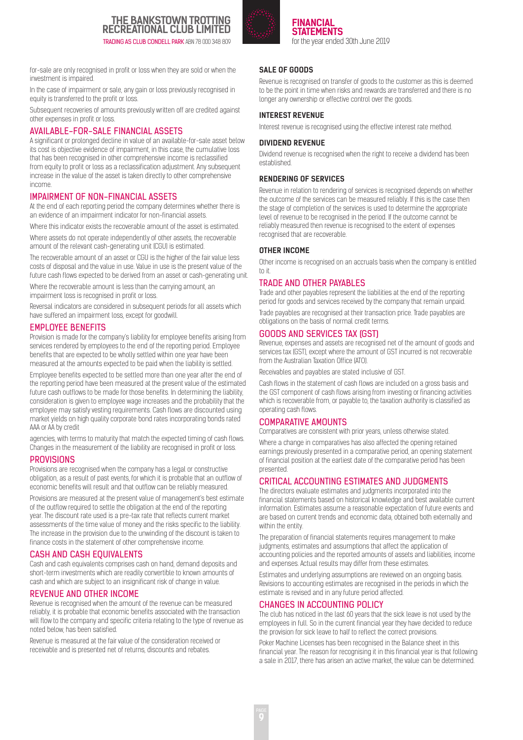for-sale are only recognised in profit or loss when they are sold or when the investment is impaired.

In the case of impairment or sale, any gain or loss previously recognised in equity is transferred to the profit or loss.

Subsequent recoveries of amounts previously written off are credited against other expenses in profit or loss.

## AVAILABLE-FOR-SALE FINANCIAL ASSETS

A significant or prolonged decline in value of an available-for-sale asset below its cost is objective evidence of impairment, in this case, the cumulative loss that has been recognised in other comprehensive income is reclassified from equity to profit or loss as a reclassification adjustment. Any subsequent increase in the value of the asset is taken directly to other comprehensive income.

## IMPAIRMENT OF NON-FINANCIAL ASSETS

At the end of each reporting period the company determines whether there is an evidence of an impairment indicator for non-financial assets.

Where this indicator exists the recoverable amount of the asset is estimated.

Where assets do not operate independently of other assets, the recoverable amount of the relevant cash-generating unit (CGU) is estimated.

The recoverable amount of an asset or CGU is the higher of the fair value less costs of disposal and the value in use. Value in use is the present value of the future cash flows expected to be derived from an asset or cash-generating unit.

Where the recoverable amount is less than the carrying amount, an impairment loss is recognised in profit or loss.

Reversal indicators are considered in subsequent periods for all assets which have suffered an impairment loss, except for goodwill.

## EMPLOYEE BENEFITS

Provision is made for the company's liability for employee benefits arising from services rendered by employees to the end of the reporting period. Employee benefits that are expected to be wholly settled within one year have been measured at the amounts expected to be paid when the liability is settled.

Employee benefits expected to be settled more than one year after the end of the reporting period have been measured at the present value of the estimated future cash outflows to be made for those benefits. In determining the liability, consideration is given to employee wage increases and the probability that the employee may satisfy vesting requirements. Cash flows are discounted using market yields on high quality corporate bond rates incorporating bonds rated AAA or AA by credit agencies, with terms to maturity that match the expected timing of cash flows. Changes in the measurement of the liability are recognised in profit or loss.

## PROVISIONS

Provisions are recognised when the company has a legal or constructive obligation, as a result of past events, for which it is probable that an outflow of economic benefits will result and that outflow can be reliably measured.

Provisions are measured at the present value of management's best estimate of the outflow required to settle the obligation at the end of the reporting year. The discount rate used is a pre-tax rate that reflects current market assessments of the time value of money and the risks specific to the liability. The increase in the provision due to the unwinding of the discount is taken to finance costs in the statement of other comprehensive income.

## CASH AND CASH EQUIVALENTS

Cash and cash equivalents comprises cash on hand, demand deposits and short-term investments which are readily convertible to known amounts of cash and which are subject to an insignificant risk of change in value.

## REVENUE AND OTHER INCOME

Revenue is recognised when the amount of the revenue can be measured reliably, it is probable that economic benefits associated with the transaction will flow to the company and specific criteria relating to the type of revenue as noted below, has been satisfied.

Revenue is measured at the fair value of the consideration received or receivable and is presented net of returns, discounts and rebates.

### SALE OF GOODS

Revenue is recognised on transfer of goods to the customer as this is deemed to be the point in time when risks and rewards are transferred and there is no longer any ownership or effective control over the goods.

### INTEREST REVENUE

Interest revenue is recognised using the effective interest rate method.

### DIVIDEND REVENUE

Dividend revenue is recognised when the right to receive a dividend has been established.

### RENDERING OF SERVICES

Revenue in relation to rendering of services is recognised depends on whether the outcome of the services can be measured reliably. If this is the case then the stage of completion of the services is used to determine the appropriate level of revenue to be recognised in the period. If the outcome cannot be reliably measured then revenue is recognised to the extent of expenses recognised that are recoverable.

### OTHER INCOME

Other income is recognised on an accruals basis when the company is entitled to it.

## TRADE AND OTHER PAYABLES

Trade and other payables represent the liabilities at the end of the reporting period for goods and services received by the company that remain unpaid.

Trade payables are recognised at their transaction price. Trade payables are obligations on the basis of normal credit terms.

## GOODS AND SERVICES TAX (GST)

Revenue, expenses and assets are recognised net of the amount of goods and services tax (GST), except where the amount of GST incurred is not recoverable from the Australian Taxation Office (ATO).

Receivables and payables are stated inclusive of GST.

Cash flows in the statement of cash flows are included on a gross basis and the GST component of cash flows arising from investing or financing activities which is recoverable from, or payable to, the taxation authority is classified as operating cash flows.

## COMPARATIVE AMOUNTS

Comparatives are consistent with prior years, unless otherwise stated.

Where a change in comparatives has also affected the opening retained earnings previously presented in a comparative period, an opening statement of financial position at the earliest date of the comparative period has been presented.

## CRITICAL ACCOUNTING ESTIMATES AND JUDGMENTS

The directors evaluate estimates and judgments incorporated into the financial statements based on historical knowledge and best available current information. Estimates assume a reasonable expectation of future events and are based on current trends and economic data, obtained both externally and within the entity.

The preparation of financial statements requires management to make judgments, estimates and assumptions that affect the application of accounting policies and the reported amounts of assets and liabilities, income and expenses. Actual results may differ from these estimates.

Estimates and underlying assumptions are reviewed on an ongoing basis. Revisions to accounting estimates are recognised in the periods in which the estimate is revised and in any future period affected.

## CHANGES IN ACCOUNTING POLICY

The club has noticed in the last 60 years that the sick leave is not used by the employees in full. So in the current financial year they have decided to reduce the provision for sick leave to half to reflect the correct provisions.

Poker Machine Licenses has been recognised in the Balance sheet in this financial year. The reason for recognising it in this financial year is that following a sale in 2017, there has arisen an active market, the value can be determined.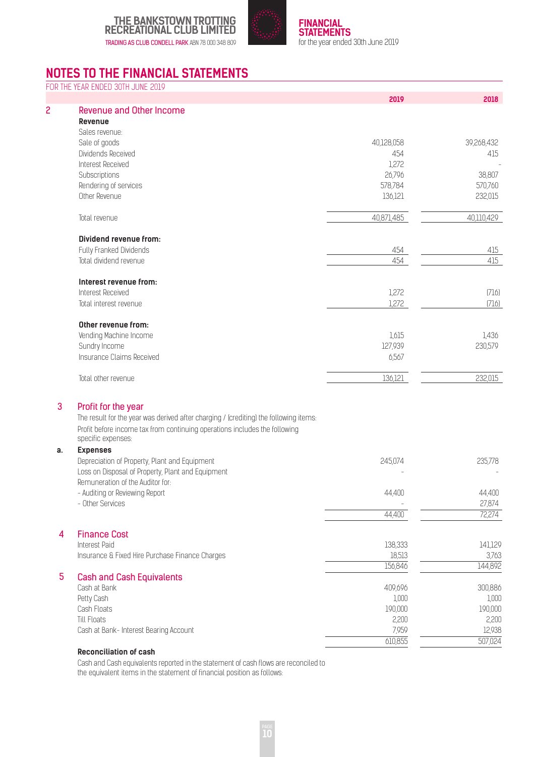## NOTES TO THE FINANCIAL STATEMENTS

FOR THE YEAR ENDED 30TH JUNE 2019

| | 2019 | 2018 |
|---|---|---|
| **2 Revenue and Other Income** | | |
| **Revenue** | | |
| Sales revenue: | | |
| Sale of goods | 40,128,058 | 39,268,432 |
| Dividends Received | 454 | 415 |
| Interest Received | 1,272 | - |
| Subscriptions | 26,796 | 38,807 |
| Rendering of services | 578,784 | 570,760 |
| Other Revenue | 136,121 | 232,015 |
| Total revenue | 40,871,485 | 40,110,429 |
| **Dividend revenue from:** | | |
| Fully Franked Dividends | 454 | 415 |
| Total dividend revenue | 454 | 415 |
| **Interest revenue from:** | | |
| Interest Received | 1,272 | (716) |
| Total interest revenue | 1,272 | (716) |
| **Other revenue from:** | | |
| Vending Machine Income | 1,615 | 1,436 |
| Sundry Income | 127,939 | 230,579 |
| Insurance Claims Received | 6,567 | |
| Total other revenue | 136,121 | 232,015 |

### 3 Profit for the year

The result for the year was derived after charging / (crediting) the following items:

Profit before income tax from continuing operations includes the following specific expenses:

| | 2019 | 2018 |
|---|---|---|
| **a. Expenses** | | |
| Depreciation of Property, Plant and Equipment | 245,074 | 235,778 |
| Loss on Disposal of Property, Plant and Equipment | - | - |
| Remuneration of the Auditor for: | | |
| - Auditing or Reviewing Report | 44,400 | 44,400 |
| - Other Services | - | 27,874 |
| | 44,400 | 72,274 |

### 4 Finance Cost

| | 2019 | 2018 |
|---|---|---|
| Interest Paid | 138,333 | 141,129 |
| Insurance & Fixed Hire Purchase Finance Charges | 18,513 | 3,763 |
| | 156,846 | 144,892 |

### 5 Cash and Cash Equivalents

| | 2019 | 2018 |
|---|---|---|
| Cash at Bank | 409,696 | 300,886 |
| Petty Cash | 1,000 | 1,000 |
| Cash Floats | 190,000 | 190,000 |
| Till Floats | 2,200 | 2,200 |
| Cash at Bank- Interest Bearing Account | 7,959 | 12,938 |
| | 610,855 | 507,024 |

**Reconciliation of cash**

Cash and Cash equivalents reported in the statement of cash flows are reconciled to the equivalent items in the statement of financial position as follows: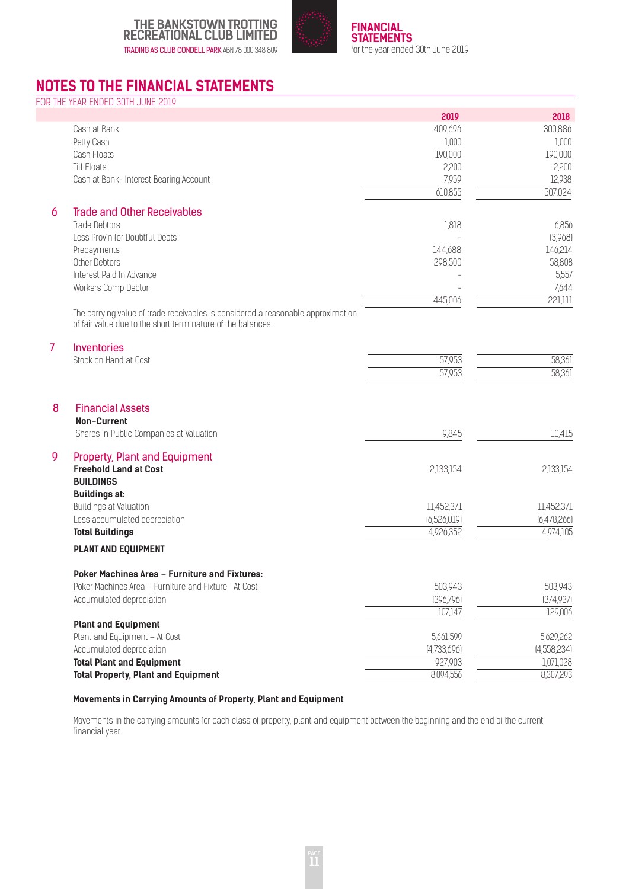## NOTES TO THE FINANCIAL STATEMENTS

FOR THE YEAR ENDED 30TH JUNE 2019

| | | 2019 | 2018 |
|---|---|---|---|
| | Cash at Bank | 409,696 | 300,886 |
| | Petty Cash | 1,000 | 1,000 |
| | Cash Floats | 190,000 | 190,000 |
| | Till Floats | 2,200 | 2,200 |
| | Cash at Bank- Interest Bearing Account | 7,959 | 12,938 |
| | | 610,855 | 507,024 |
| **6** | **Trade and Other Receivables** | | |
| | Trade Debtors | 1,818 | 6,856 |
| | Less Prov'n for Doubtful Debts | - | (3,968) |
| | Prepayments | 144,688 | 146,214 |
| | Other Debtors | 298,500 | 58,808 |
| | Interest Paid In Advance | - | 5,557 |
| | Workers Comp Debtor | - | 7,644 |
| | | 445,006 | 221,111 |

The carrying value of trade receivables is considered a reasonable approximation of fair value due to the short term nature of the balances.

| | | 2019 | 2018 |
|---|---|---|---|
| **7** | **Inventories** | | |
| | Stock on Hand at Cost | 57,953 | 58,361 |
| | | 57,953 | 58,361 |
| **8** | **Financial Assets** | | |
| | **Non-Current** | | |
| | Shares in Public Companies at Valuation | 9,845 | 10,415 |
| **9** | **Property, Plant and Equipment** | | |
| | **Freehold Land at Cost** | 2,133,154 | 2,133,154 |
| | **BUILDINGS** | | |
| | **Buildings at:** | | |
| | Buildings at Valuation | 11,452,371 | 11,452,371 |
| | Less accumulated depreciation | (6,526,019) | (6,478,266) |
| | **Total Buildings** | 4,926,352 | 4,974,105 |
| | **PLANT AND EQUIPMENT** | | |
| | **Poker Machines Area – Furniture and Fixtures:** | | |
| | Poker Machines Area – Furniture and Fixture– At Cost | 503,943 | 503,943 |
| | Accumulated depreciation | (396,796) | (374,937) |
| | | 107,147 | 129,006 |
| | **Plant and Equipment** | | |
| | Plant and Equipment – At Cost | 5,661,599 | 5,629,262 |
| | Accumulated depreciation | (4,733,696) | (4,558,234) |
| | **Total Plant and Equipment** | 927,903 | 1,071,028 |
| | **Total Property, Plant and Equipment** | 8,094,556 | 8,307,293 |

**Movements in Carrying Amounts of Property, Plant and Equipment**

Movements in the carrying amounts for each class of property, plant and equipment between the beginning and the end of the current financial year.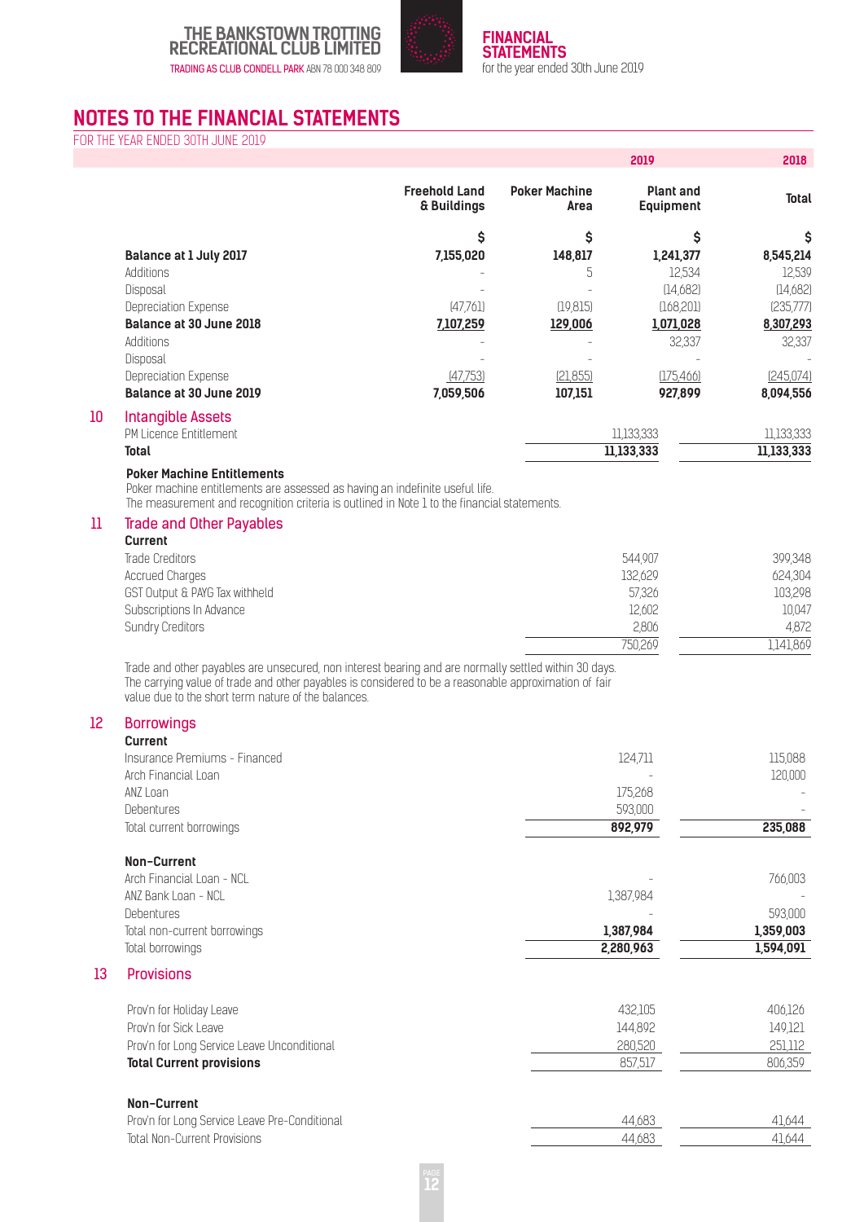## NOTES TO THE FINANCIAL STATEMENTS

FOR THE YEAR ENDED 30TH JUNE 2019

| | Freehold Land & Buildings | Poker Machine Area | Plant and Equipment | Total |
|---|---|---|---|---|
| | $ | $ | $ | $ |
| **Balance at 1 July 2017** | **7,155,020** | **148,817** | **1,241,377** | **8,545,214** |
| Additions | - | 5 | 12,534 | 12,539 |
| Disposal | - | - | (14,682) | (14,682) |
| Depreciation Expense | (47,761) | (19,815) | (168,201) | (235,777) |
| **Balance at 30 June 2018** | **7,107,259** | **129,006** | **1,071,028** | **8,307,293** |
| Additions | - | - | 32,337 | 32,337 |
| Disposal | - | - | - | - |
| Depreciation Expense | (47,753) | (21,855) | (175,466) | (245,074) |
| **Balance at 30 June 2019** | **7,059,506** | **107,151** | **927,899** | **8,094,556** |

## 10 Intangible Assets

| | 2019 | 2018 |
|---|---|---|
| PM Licence Entitlement | 11,133,333 | 11,133,333 |
| **Total** | **11,133,333** | **11,133,333** |

**Poker Machine Entitlements**

Poker machine entitlements are assessed as having an indefinite useful life.
The measurement and recognition criteria is outlined in Note 1 to the financial statements.

## 11 Trade and Other Payables

**Current**

| | 2019 | 2018 |
|---|---|---|
| Trade Creditors | 544,907 | 399,348 |
| Accrued Charges | 132,629 | 624,304 |
| GST Output & PAYG Tax withheld | 57,326 | 103,298 |
| Subscriptions In Advance | 12,602 | 10,047 |
| Sundry Creditors | 2,806 | 4,872 |
| | 750,269 | 1,141,869 |

Trade and other payables are unsecured, non interest bearing and are normally settled within 30 days.
The carrying value of trade and other payables is considered to be a reasonable approximation of fair value due to the short term nature of the balances.

## 12 Borrowings

| | 2019 | 2018 |
|---|---|---|
| **Current** | | |
| Insurance Premiums - Financed | 124,711 | 115,088 |
| Arch Financial Loan | - | 120,000 |
| ANZ Loan | 175,268 | - |
| Debentures | 593,000 | - |
| Total current borrowings | **892,979** | **235,088** |
| **Non-Current** | | |
| Arch Financial Loan - NCL | - | 766,003 |
| ANZ Bank Loan - NCL | 1,387,984 | - |
| Debentures | - | 593,000 |
| Total non-current borrowings | **1,387,984** | **1,359,003** |
| Total borrowings | **2,280,963** | **1,594,091** |

## 13 Provisions

| | 2019 | 2018 |
|---|---|---|
| Prov'n for Holiday Leave | 432,105 | 406,126 |
| Prov'n for Sick Leave | 144,892 | 149,121 |
| Prov'n for Long Service Leave Unconditional | 280,520 | 251,112 |
| **Total Current provisions** | 857,517 | 806,359 |
| **Non-Current** | | |
| Prov'n for Long Service Leave Pre-Conditional | 44,683 | 41,644 |
| Total Non-Current Provisions | 44,683 | 41,644 |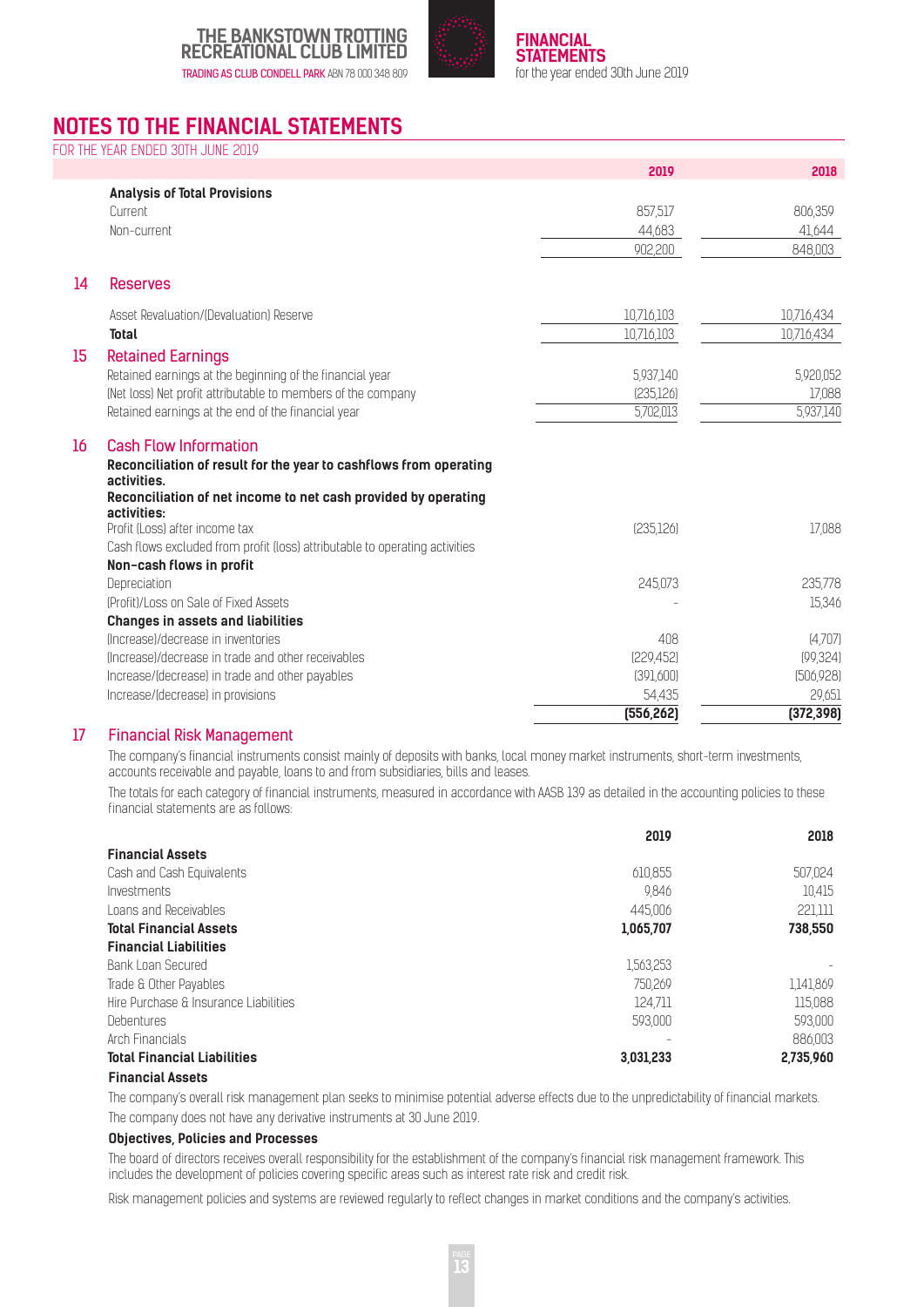## NOTES TO THE FINANCIAL STATEMENTS

FOR THE YEAR ENDED 30TH JUNE 2019

| | | 2019 | 2018 |
|---|---|---|---|
| | **Analysis of Total Provisions** | | |
| | Current | 857,517 | 806,359 |
| | Non-current | 44,683 | 41,644 |
| | | 902,200 | 848,003 |
| **14** | **Reserves** | | |
| | Asset Revaluation/(Devaluation) Reserve | 10,716,103 | 10,716,434 |
| | **Total** | 10,716,103 | 10,716,434 |
| **15** | **Retained Earnings** | | |
| | Retained earnings at the beginning of the financial year | 5,937,140 | 5,920,052 |
| | (Net loss) Net profit attributable to members of the company | (235,126) | 17,088 |
| | Retained earnings at the end of the financial year | 5,702,013 | 5,937,140 |
| **16** | **Cash Flow Information** | | |
| | **Reconciliation of result for the year to cashflows from operating activities.** | | |
| | **Reconciliation of net income to net cash provided by operating activities:** | | |
| | Profit (Loss) after income tax | (235,126) | 17,088 |
| | Cash flows excluded from profit (loss) attributable to operating activities | | |
| | **Non-cash flows in profit** | | |
| | Depreciation | 245,073 | 235,778 |
| | (Profit)/Loss on Sale of Fixed Assets | - | 15,346 |
| | **Changes in assets and liabilities** | | |
| | (Increase)/decrease in inventories | 408 | (4,707) |
| | (Increase)/decrease in trade and other receivables | (229,452) | (99,324) |
| | Increase/(decrease) in trade and other payables | (391,600) | (506,928) |
| | Increase/(decrease) in provisions | 54,435 | 29,651 |
| | | **(556,262)** | **(372,398)** |

## 17 Financial Risk Management

The company's financial instruments consist mainly of deposits with banks, local money market instruments, short-term investments, accounts receivable and payable, loans to and from subsidiaries, bills and leases.

The totals for each category of financial instruments, measured in accordance with AASB 139 as detailed in the accounting policies to these financial statements are as follows:

| | 2019 | 2018 |
|---|---|---|
| **Financial Assets** | | |
| Cash and Cash Equivalents | 610,855 | 507,024 |
| Investments | 9,846 | 10,415 |
| Loans and Receivables | 445,006 | 221,111 |
| **Total Financial Assets** | **1,065,707** | **738,550** |
| **Financial Liabilities** | | |
| Bank Loan Secured | 1,563,253 | - |
| Trade & Other Payables | 750,269 | 1,141,869 |
| Hire Purchase & Insurance Liabilities | 124,711 | 115,088 |
| Debentures | 593,000 | 593,000 |
| Arch Financials | - | 886,003 |
| **Total Financial Liabilities** | **3,031,233** | **2,735,960** |

**Financial Assets**

The company's overall risk management plan seeks to minimise potential adverse effects due to the unpredictability of financial markets.

The company does not have any derivative instruments at 30 June 2019.

**Objectives, Policies and Processes**

The board of directors receives overall responsibility for the establishment of the company's financial risk management framework. This includes the development of policies covering specific areas such as interest rate risk and credit risk.

Risk management policies and systems are reviewed regularly to reflect changes in market conditions and the company's activities.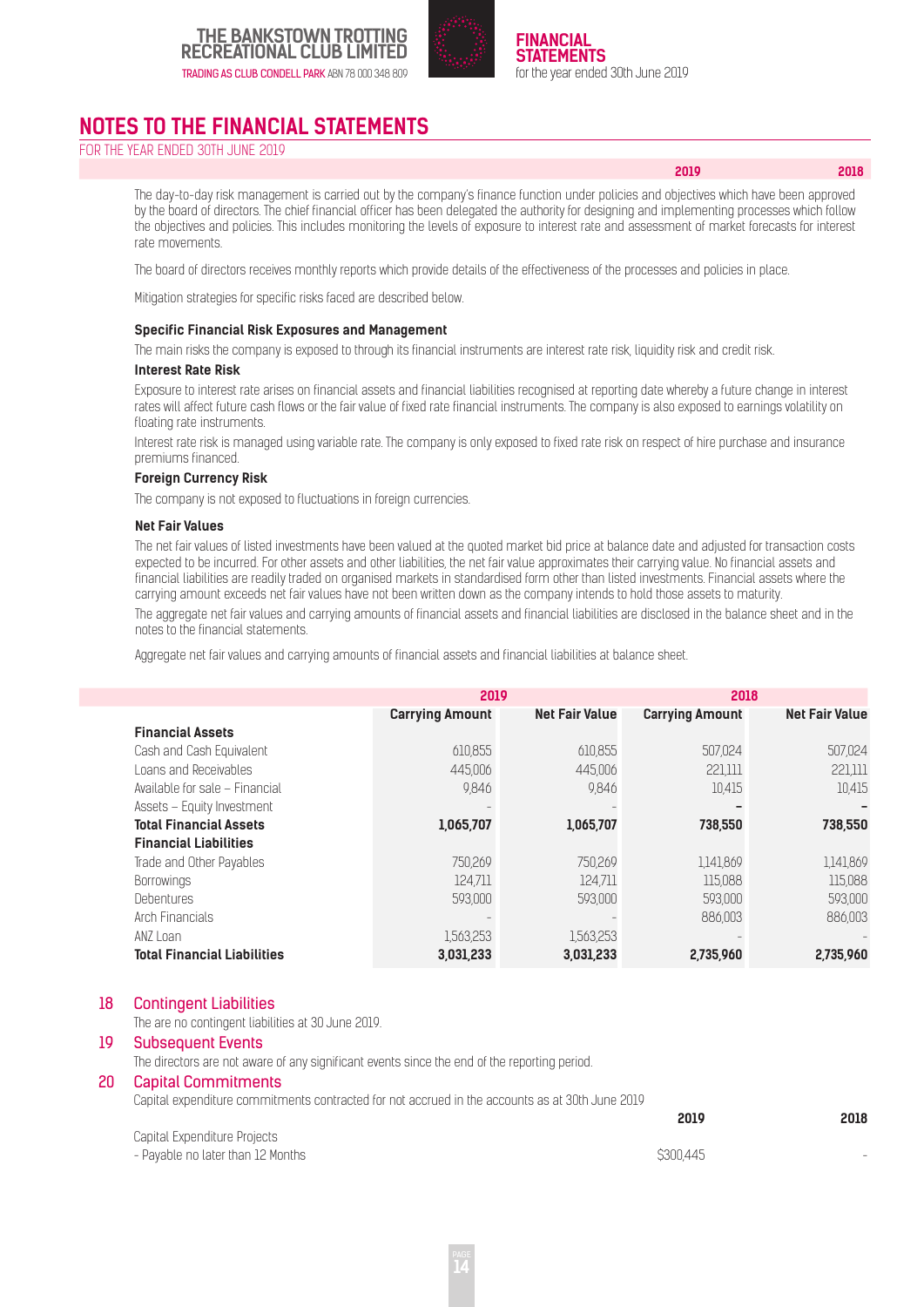# NOTES TO THE FINANCIAL STATEMENTS

FOR THE YEAR ENDED 30TH JUNE 2019

The day-to-day risk management is carried out by the company's finance function under policies and objectives which have been approved by the board of directors. The chief financial officer has been delegated the authority for designing and implementing processes which follow the objectives and policies. This includes monitoring the levels of exposure to interest rate and assessment of market forecasts for interest rate movements.

The board of directors receives monthly reports which provide details of the effectiveness of the processes and policies in place.

Mitigation strategies for specific risks faced are described below.

**Specific Financial Risk Exposures and Management**

The main risks the company is exposed to through its financial instruments are interest rate risk, liquidity risk and credit risk.

**Interest Rate Risk**

Exposure to interest rate arises on financial assets and financial liabilities recognised at reporting date whereby a future change in interest rates will affect future cash flows or the fair value of fixed rate financial instruments. The company is also exposed to earnings volatility on floating rate instruments.

Interest rate risk is managed using variable rate. The company is only exposed to fixed rate risk on respect of hire purchase and insurance premiums financed.

**Foreign Currency Risk**

The company is not exposed to fluctuations in foreign currencies.

**Net Fair Values**

The net fair values of listed investments have been valued at the quoted market bid price at balance date and adjusted for transaction costs expected to be incurred. For other assets and other liabilities, the net fair value approximates their carrying value. No financial assets and financial liabilities are readily traded on organised markets in standardised form other than listed investments. Financial assets where the carrying amount exceeds net fair values have not been written down as the company intends to hold those assets to maturity.

The aggregate net fair values and carrying amounts of financial assets and financial liabilities are disclosed in the balance sheet and in the notes to the financial statements.

Aggregate net fair values and carrying amounts of financial assets and financial liabilities at balance sheet.

| | 2019 | | 2018 | |
|---|---|---|---|---|
| | **Carrying Amount** | **Net Fair Value** | **Carrying Amount** | **Net Fair Value** |
| **Financial Assets** | | | | |
| Cash and Cash Equivalent | 610,855 | 610,855 | 507,024 | 507,024 |
| Loans and Receivables | 445,006 | 445,006 | 221,111 | 221,111 |
| Available for sale – Financial | 9,846 | 9,846 | 10,415 | 10,415 |
| Assets – Equity Investment | - | - | - | - |
| **Total Financial Assets** | **1,065,707** | **1,065,707** | **738,550** | **738,550** |
| **Financial Liabilities** | | | | |
| Trade and Other Payables | 750,269 | 750,269 | 1,141,869 | 1,141,869 |
| Borrowings | 124,711 | 124,711 | 115,088 | 115,088 |
| Debentures | 593,000 | 593,000 | 593,000 | 593,000 |
| Arch Financials | - | - | 886,003 | 886,003 |
| ANZ Loan | 1,563,253 | 1,563,253 | - | - |
| **Total Financial Liabilities** | **3,031,233** | **3,031,233** | **2,735,960** | **2,735,960** |

## 18 Contingent Liabilities

The are no contingent liabilities at 30 June 2019.

## 19 Subsequent Events

The directors are not aware of any significant events since the end of the reporting period.

## 20 Capital Commitments

Capital expenditure commitments contracted for not accrued in the accounts as at 30th June 2019

| | 2019 | 2018 |
|---|---|---|
| Capital Expenditure Projects | | |
| - Payable no later than 12 Months | $300,445 | - |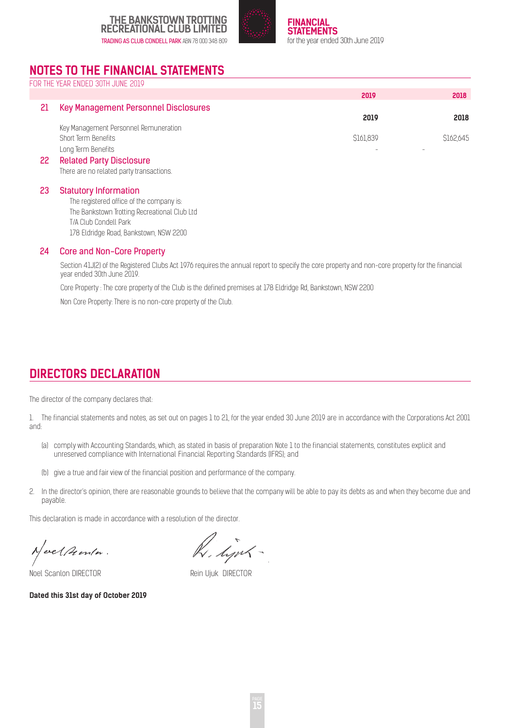## NOTES TO THE FINANCIAL STATEMENTS

FOR THE YEAR ENDED 30TH JUNE 2019

| | | 2019 | 2018 |
|---|---|---|---|
| **21** | **Key Management Personnel Disclosures** | **2019** | **2018** |
| | Key Management Personnel Remuneration | | |
| | Short Term Benefits | $161,839 | $162,645 |
| | Long Term Benefits | - | - |

### 22 Related Party Disclosure

There are no related party transactions.

### 23 Statutory Information

The registered office of the company is:
The Bankstown Trotting Recreational Club Ltd
T/A Club Condell Park
178 Eldridge Road, Bankstown, NSW 2200

### 24 Core and Non-Core Property

Section 41J(2) of the Registered Clubs Act 1976 requires the annual report to specify the core property and non-core property for the financial year ended 30th June 2019.

Core Property : The core property of the Club is the defined premises at 178 Eldridge Rd, Bankstown, NSW 2200

Non Core Property: There is no non-core property of the Club.

## DIRECTORS DECLARATION

The director of the company declares that:

1. The financial statements and notes, as set out on pages 1 to 21, for the year ended 30 June 2019 are in accordance with the Corporations Act 2001 and:

   (a) comply with Accounting Standards, which, as stated in basis of preparation Note 1 to the financial statements, constitutes explicit and unreserved compliance with International Financial Reporting Standards (IFRS); and

   (b) give a true and fair view of the financial position and performance of the company.

2. In the director's opinion, there are reasonable grounds to believe that the company will be able to pay its debts as and when they become due and payable.

This declaration is made in accordance with a resolution of the director.

Noel Scanlon DIRECTOR

Rein Ujuk DIRECTOR

**Dated this 31st day of October 2019**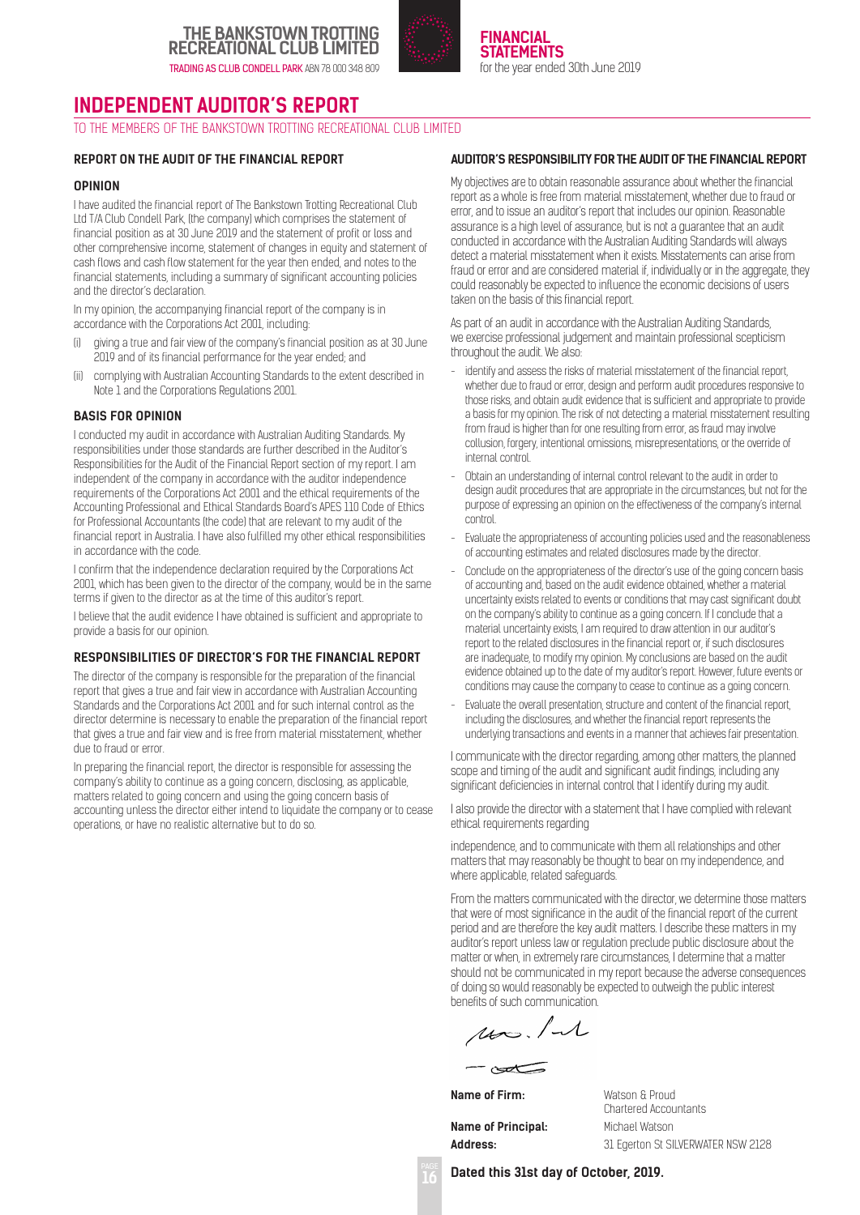# INDEPENDENT AUDITOR'S REPORT

TO THE MEMBERS OF THE BANKSTOWN TROTTING RECREATIONAL CLUB LIMITED

## REPORT ON THE AUDIT OF THE FINANCIAL REPORT

### OPINION

I have audited the financial report of The Bankstown Trotting Recreational Club Ltd T/A Club Condell Park, (the company) which comprises the statement of financial position as at 30 June 2019 and the statement of profit or loss and other comprehensive income, statement of changes in equity and statement of cash flows and cash flow statement for the year then ended, and notes to the financial statements, including a summary of significant accounting policies and the director's declaration.

In my opinion, the accompanying financial report of the company is in accordance with the Corporations Act 2001, including:

(i) giving a true and fair view of the company's financial position as at 30 June 2019 and of its financial performance for the year ended; and

(ii) complying with Australian Accounting Standards to the extent described in Note 1 and the Corporations Regulations 2001.

### BASIS FOR OPINION

I conducted my audit in accordance with Australian Auditing Standards. My responsibilities under those standards are further described in the Auditor's Responsibilities for the Audit of the Financial Report section of my report. I am independent of the company in accordance with the auditor independence requirements of the Corporations Act 2001 and the ethical requirements of the Accounting Professional and Ethical Standards Board's APES 110 Code of Ethics for Professional Accountants (the code) that are relevant to my audit of the financial report in Australia. I have also fulfilled my other ethical responsibilities in accordance with the code.

I confirm that the independence declaration required by the Corporations Act 2001, which has been given to the director of the company, would be in the same terms if given to the director as at the time of this auditor's report.

I believe that the audit evidence I have obtained is sufficient and appropriate to provide a basis for our opinion.

### RESPONSIBILITIES OF DIRECTOR'S FOR THE FINANCIAL REPORT

The director of the company is responsible for the preparation of the financial report that gives a true and fair view in accordance with Australian Accounting Standards and the Corporations Act 2001 and for such internal control as the director determine is necessary to enable the preparation of the financial report that gives a true and fair view and is free from material misstatement, whether due to fraud or error.

In preparing the financial report, the director is responsible for assessing the company's ability to continue as a going concern, disclosing, as applicable, matters related to going concern and using the going concern basis of accounting unless the director either intend to liquidate the company or to cease operations, or have no realistic alternative but to do so.

### AUDITOR'S RESPONSIBILITY FOR THE AUDIT OF THE FINANCIAL REPORT

My objectives are to obtain reasonable assurance about whether the financial report as a whole is free from material misstatement, whether due to fraud or error, and to issue an auditor's report that includes our opinion. Reasonable assurance is a high level of assurance, but is not a guarantee that an audit conducted in accordance with the Australian Auditing Standards will always detect a material misstatement when it exists. Misstatements can arise from fraud or error and are considered material if, individually or in the aggregate, they could reasonably be expected to influence the economic decisions of users taken on the basis of this financial report.

As part of an audit in accordance with the Australian Auditing Standards, we exercise professional judgement and maintain professional scepticism throughout the audit. We also:

- identify and assess the risks of material misstatement of the financial report, whether due to fraud or error, design and perform audit procedures responsive to those risks, and obtain audit evidence that is sufficient and appropriate to provide a basis for my opinion. The risk of not detecting a material misstatement resulting from fraud is higher than for one resulting from error, as fraud may involve collusion, forgery, intentional omissions, misrepresentations, or the override of internal control.
- Obtain an understanding of internal control relevant to the audit in order to design audit procedures that are appropriate in the circumstances, but not for the purpose of expressing an opinion on the effectiveness of the company's internal control.
- Evaluate the appropriateness of accounting policies used and the reasonableness of accounting estimates and related disclosures made by the director.
- Conclude on the appropriateness of the director's use of the going concern basis of accounting and, based on the audit evidence obtained, whether a material uncertainty exists related to events or conditions that may cast significant doubt on the company's ability to continue as a going concern. If I conclude that a material uncertainty exists, I am required to draw attention in our auditor's report to the related disclosures in the financial report or, if such disclosures are inadequate, to modify my opinion. My conclusions are based on the audit evidence obtained up to the date of my auditor's report. However, future events or conditions may cause the company to cease to continue as a going concern.
- Evaluate the overall presentation, structure and content of the financial report, including the disclosures, and whether the financial report represents the underlying transactions and events in a manner that achieves fair presentation.

I communicate with the director regarding, among other matters, the planned scope and timing of the audit and significant audit findings, including any significant deficiencies in internal control that I identify during my audit.

I also provide the director with a statement that I have complied with relevant ethical requirements regarding

independence, and to communicate with them all relationships and other matters that may reasonably be thought to bear on my independence, and where applicable, related safeguards.

From the matters communicated with the director, we determine those matters that were of most significance in the audit of the financial report of the current period and are therefore the key audit matters. I describe these matters in my auditor's report unless law or regulation preclude public disclosure about the matter or when, in extremely rare circumstances, I determine that a matter should not be communicated in my report because the adverse consequences of doing so would reasonably be expected to outweigh the public interest benefits of such communication.

**Name of Firm:** Watson & Proud
Chartered Accountants

**Name of Principal:** Michael Watson

**Address:** 31 Egerton St SILVERWATER NSW 2128

**Dated this 31st day of October, 2019.**